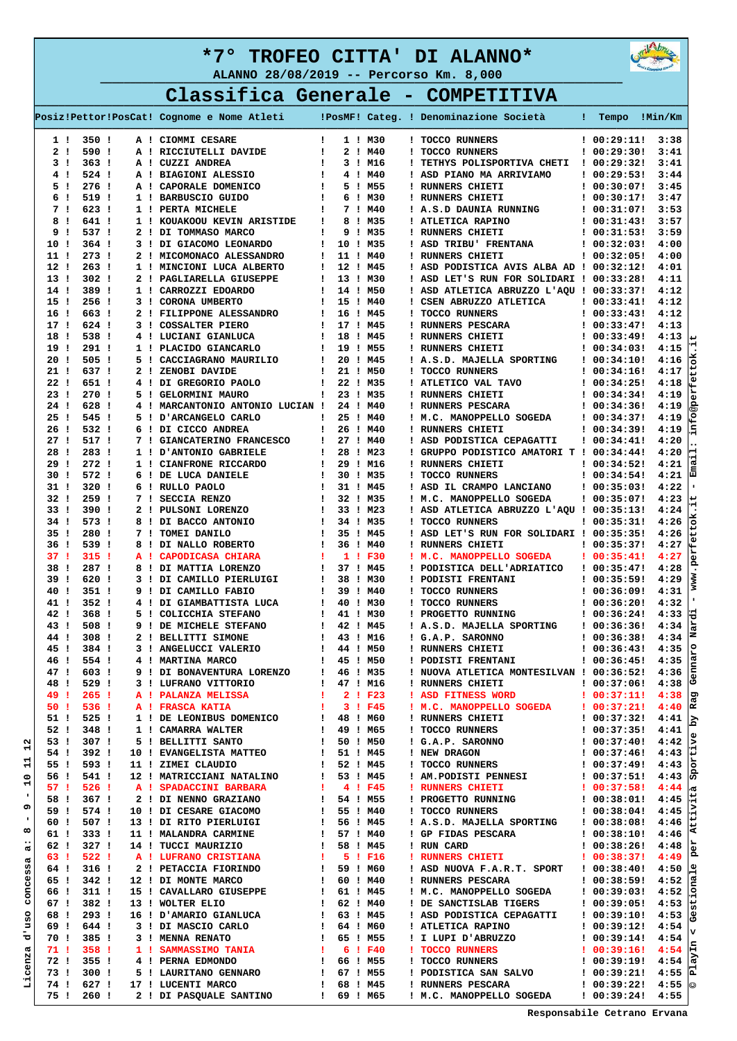# *7° TROFEO CITTA' DI ALANNO*

ALANNO 28/08/2019 -- Percorso Km. 8,000

## Classifica Generale - COMPETITIVA

| Posiz | Pettor | PosCat | Cognome e Nome Atleti | PosMF | Categ. | Denominazione Società | Tempo | Min/Km |
|---|---|---|---|---|---|---|---|---|
| 1 | 350 | A | CIOMMI CESARE | 1 | M30 | TOCCO RUNNERS | 00:29:11 | 3:38 |
| 2 | 590 | A | RICCIUTELLI DAVIDE | 2 | M40 | TOCCO RUNNERS | 00:29:30 | 3:41 |
| 3 | 363 | A | CUZZI ANDREA | 3 | M16 | TETHYS POLISPORTIVA CHETI | 00:29:32 | 3:41 |
| 4 | 524 | A | BIAGIONI ALESSIO | 4 | M40 | ASD PIANO MA ARRIVIAMO | 00:29:53 | 3:44 |
| 5 | 276 | A | CAPORALE DOMENICO | 5 | M55 | RUNNERS CHIETI | 00:30:07 | 3:45 |
| 6 | 519 | 1 | BARBUSCIO GUIDO | 6 | M30 | RUNNERS CHIETI | 00:30:17 | 3:47 |
| 7 | 623 | 1 | PERTA MICHELE | 7 | M40 | A.S.D. DAUNIA RUNNING | 00:31:07 | 3:53 |
| 8 | 641 | 1 | KOUAKOOU KEVIN ARISTIDE | 8 | M35 | ATLETICA RAPINO | 00:31:43 | 3:57 |
| 9 | 537 | 2 | DI TOMMASO MARCO | 9 | M35 | RUNNERS CHIETI | 00:31:53 | 3:59 |
| 10 | 364 | 3 | DI GIACOMO LEONARDO | 10 | M35 | ASD TRIBU' FRENTANA | 00:32:03 | 4:00 |
| 11 | 273 | 2 | MICOMONACO ALESSANDRO | 11 | M40 | RUNNERS CHIETI | 00:32:05 | 4:00 |
| 12 | 263 | 1 | MINCIONI LUCA ALBERTO | 12 | M45 | ASD PODISTICA AVIS ALBA AD | 00:32:12 | 4:01 |
| 13 | 302 | 2 | PAGLIARELLA GIUSEPPE | 13 | M30 | ASD LET'S RUN FOR SOLIDARI | 00:33:28 | 4:11 |
| 14 | 389 | 1 | CARROZZI EDOARDO | 14 | M50 | ASD ATLETICA ABRUZZO L'AQU | 00:33:37 | 4:12 |
| 15 | 256 | 3 | CORONA UMBERTO | 15 | M40 | CSEN ABRUZZO ATLETICA | 00:33:41 | 4:12 |
| 16 | 663 | 2 | FILIPPONE ALESSANDRO | 16 | M45 | TOCCO RUNNERS | 00:33:43 | 4:12 |
| 17 | 624 | 3 | COSSALTER PIERO | 17 | M45 | RUNNERS PESCARA | 00:33:47 | 4:13 |
| 18 | 538 | 4 | LUCIANI GIANLUCA | 18 | M45 | RUNNERS CHIETI | 00:33:49 | 4:13 |
| 19 | 291 | 1 | PLACIDO GIANCARLO | 19 | M55 | RUNNERS CHIETI | 00:34:03 | 4:15 |
| 20 | 505 | 5 | CACCIAGRANO MAURILIO | 20 | M45 | A.S.D. MAJELLA SPORTING | 00:34:10 | 4:16 |
| 21 | 637 | 2 | ZENOBI DAVIDE | 21 | M50 | TOCCO RUNNERS | 00:34:16 | 4:17 |
| 22 | 651 | 4 | DI GREGORIO PAOLO | 22 | M35 | ATLETICO VAL TAVO | 00:34:25 | 4:18 |
| 23 | 270 | 5 | GELORMINI MAURO | 23 | M35 | RUNNERS CHIETI | 00:34:34 | 4:19 |
| 24 | 628 | 4 | MARCANTONIO ANTONIO LUCIAN | 24 | M40 | RUNNERS PESCARA | 00:34:36 | 4:19 |
| 25 | 545 | 5 | D'ARCANGELO CARLO | 25 | M40 | M.C. MANOPPELLO SOGEDA | 00:34:37 | 4:19 |
| 26 | 532 | 6 | DI CICCO ANDREA | 26 | M40 | RUNNERS CHIETI | 00:34:39 | 4:19 |
| 27 | 517 | 7 | GIANCATERINO FRANCESCO | 27 | M40 | ASD PODISTICA CEPAGATTI | 00:34:41 | 4:20 |
| 28 | 283 | 1 | D'ANTONIO GABRIELE | 28 | M23 | GRUPPO PODISTICO AMATORI T | 00:34:44 | 4:20 |
| 29 | 272 | 1 | CIANFRONE RICCARDO | 29 | M16 | RUNNERS CHIETI | 00:34:52 | 4:21 |
| 30 | 572 | 6 | DE LUCA DANIELE | 30 | M35 | TOCCO RUNNERS | 00:34:54 | 4:21 |
| 31 | 320 | 6 | RULLO PAOLO | 31 | M45 | ASD IL CRAMPO LANCIANO | 00:35:03 | 4:22 |
| 32 | 259 | 7 | SECCIA RENZO | 32 | M35 | M.C. MANOPPELLO SOGEDA | 00:35:07 | 4:23 |
| 33 | 390 | 2 | PULSONI LORENZO | 33 | M23 | ASD ATLETICA ABRUZZO L'AQU | 00:35:13 | 4:24 |
| 34 | 573 | 8 | DI BACCO ANTONIO | 34 | M35 | TOCCO RUNNERS | 00:35:31 | 4:26 |
| 35 | 280 | 7 | TOMEI DANILO | 35 | M45 | ASD LET'S RUN FOR SOLIDARI | 00:35:35 | 4:26 |
| 36 | 539 | 8 | DI NALLO ROBERTO | 36 | M40 | RUNNERS CHIETI | 00:35:37 | 4:27 |
| 37 | 315 | A | CAPODICASA CHIARA | 1 | F30 | M.C. MANOPPELLO SOGEDA | 00:35:41 | 4:27 |
| 38 | 287 | 8 | DI MATTIA LORENZO | 37 | M45 | PODISTICA DELL'ADRIATICO | 00:35:47 | 4:28 |
| 39 | 620 | 3 | DI CAMILLO PIERLUIGI | 38 | M30 | PODISTI FRENTANI | 00:35:59 | 4:29 |
| 40 | 351 | 9 | DI CAMILLO FABIO | 39 | M40 | TOCCO RUNNERS | 00:36:09 | 4:31 |
| 41 | 352 | 4 | DI GIAMBATTISTA LUCA | 40 | M30 | TOCCO RUNNERS | 00:36:20 | 4:32 |
| 42 | 368 | 5 | COLICCHIA STEFANO | 41 | M30 | PROGETTO RUNNING | 00:36:24 | 4:33 |
| 43 | 508 | 9 | DE MICHELE STEFANO | 42 | M45 | A.S.D. MAJELLA SPORTING | 00:36:36 | 4:34 |
| 44 | 308 | 2 | BELLITTI SIMONE | 43 | M16 | G.A.P. SARONNO | 00:36:38 | 4:34 |
| 45 | 384 | 3 | ANGELUCCI VALERIO | 44 | M50 | RUNNERS CHIETI | 00:36:43 | 4:35 |
| 46 | 554 | 4 | MARTINA MARCO | 45 | M50 | PODISTI FRENTANI | 00:36:45 | 4:35 |
| 47 | 603 | 9 | DI BONAVENTURA LORENZO | 46 | M35 | NUOVA ATLETICA MONTESILVAN | 00:36:52 | 4:36 |
| 48 | 529 | 3 | LUFRANO VITTORIO | 47 | M16 | RUNNERS CHIETI | 00:37:06 | 4:38 |
| 49 | 265 | A | PALANZA MELISSA | 2 | F23 | ASD FITNESS WORD | 00:37:11 | 4:38 |
| 50 | 536 | A | FRASCA KATIA | 3 | F45 | M.C. MANOPPELLO SOGEDA | 00:37:21 | 4:40 |
| 51 | 525 | 1 | DE LEONIBUS DOMENICO | 48 | M60 | RUNNERS CHIETI | 00:37:32 | 4:41 |
| 52 | 348 | 1 | CAMARRA WALTER | 49 | M65 | TOCCO RUNNERS | 00:37:35 | 4:41 |
| 53 | 307 | 5 | BELLITTI SANTO | 50 | M50 | G.A.P. SARONNO | 00:37:40 | 4:42 |
| 54 | 392 | 10 | EVANGELISTA MATTEO | 51 | M45 | NEW DRAGON | 00:37:46 | 4:43 |
| 55 | 593 | 11 | ZIMEI CLAUDIO | 52 | M45 | TOCCO RUNNERS | 00:37:49 | 4:43 |
| 56 | 541 | 12 | MATRICCIANI NATALINO | 53 | M45 | AM.PODISTI PENNESI | 00:37:51 | 4:43 |
| 57 | 526 | A | SPADACCINI BARBARA | 4 | F45 | RUNNERS CHIETI | 00:37:58 | 4:44 |
| 58 | 367 | 2 | DI NENNO GRAZIANO | 54 | M55 | PROGETTO RUNNING | 00:38:01 | 4:45 |
| 59 | 574 | 10 | DI CESARE GIACOMO | 55 | M40 | TOCCO RUNNERS | 00:38:04 | 4:45 |
| 60 | 507 | 13 | DI RITO PIERLUIGI | 56 | M45 | A.S.D. MAJELLA SPORTING | 00:38:08 | 4:46 |
| 61 | 333 | 11 | MALANDRA CARMINE | 57 | M40 | GP FIDAS PESCARA | 00:38:10 | 4:46 |
| 62 | 327 | 14 | TUCCI MAURIZIO | 58 | M45 | RUN CARD | 00:38:26 | 4:48 |
| 63 | 522 | A | LUFRANO CRISTIANA | 5 | F16 | RUNNERS CHIETI | 00:38:37 | 4:49 |
| 64 | 316 | 2 | PETACCIA FIORINDO | 59 | M60 | ASD NUOVA F.A.R.T. SPORT | 00:38:40 | 4:50 |
| 65 | 342 | 12 | DI MONTE MARCO | 60 | M40 | RUNNERS PESCARA | 00:38:59 | 4:52 |
| 66 | 311 | 15 | CAVALLARO GIUSEPPE | 61 | M45 | M.C. MANOPPELLO SOGEDA | 00:39:03 | 4:52 |
| 67 | 382 | 13 | WOLTER ELIO | 62 | M40 | DE SANCTISLAB TIGERS | 00:39:05 | 4:53 |
| 68 | 293 | 16 | D'AMARIO GIANLUCA | 63 | M45 | ASD PODISTICA CEPAGATTI | 00:39:10 | 4:53 |
| 69 | 644 | 3 | DI MASCIO CARLO | 64 | M60 | ATLETICA RAPINO | 00:39:12 | 4:54 |
| 70 | 385 | 3 | MENNA RENATO | 65 | M55 | I LUPI D'ABRUZZO | 00:39:14 | 4:54 |
| 71 | 358 | 1 | SAMMASSIMO TANIA | 6 | F40 | TOCCO RUNNERS | 00:39:16 | 4:54 |
| 72 | 355 | 4 | PERNA EDMONDO | 66 | M55 | TOCCO RUNNERS | 00:39:19 | 4:54 |
| 73 | 300 | 5 | LAURITANO GENNARO | 67 | M55 | PODISTICA SAN SALVO | 00:39:21 | 4:55 |
| 74 | 627 | 17 | LUCENTI MARCO | 68 | M45 | RUNNERS PESCARA | 00:39:22 | 4:55 |
| 75 | 260 | 2 | DI PASQUALE SANTINO | 69 | M65 | M.C. MANOPPELLO SOGEDA | 00:39:24 | 4:55 |

Responsabile Cetrano Ervana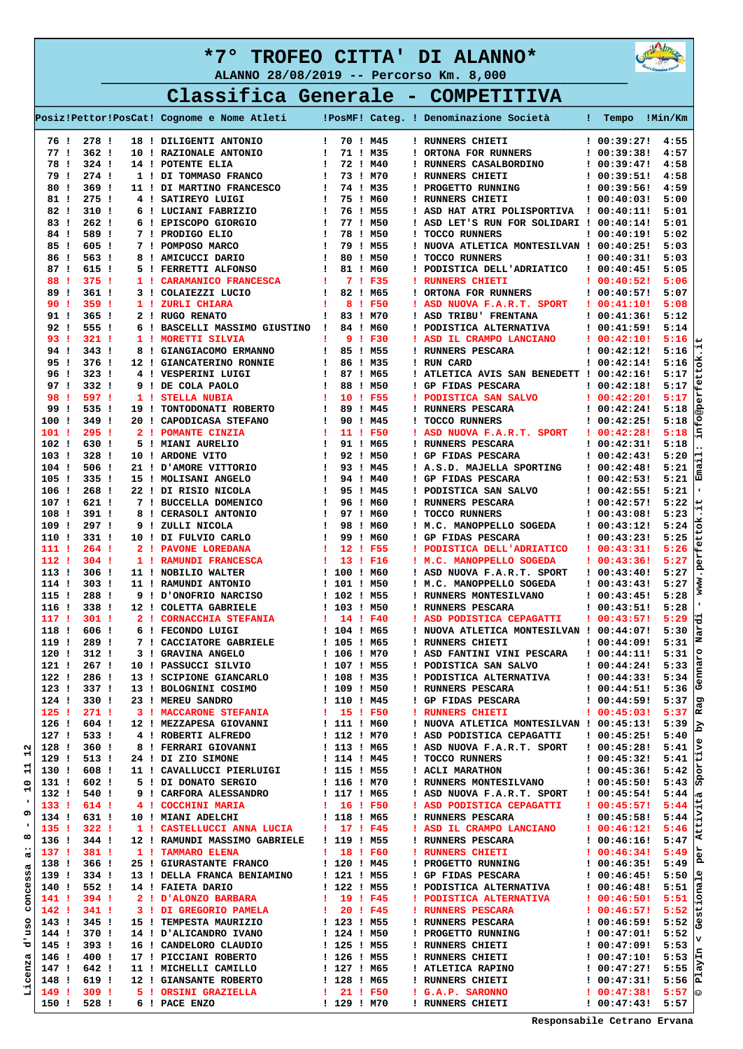# *7° TROFEO CITTA' DI ALANNO*

ALANNO 28/08/2019 -- Percorso Km. 8,000

## Classifica Generale - COMPETITIVA

| Posiz | Pettor | PosCat | Cognome e Nome Atleti | PosMF | Categ. | Denominazione Società | Tempo | Min/Km |
|---|---|---|---|---|---|---|---|---|
| 76 | 278 | 18 | DILIGENTI ANTONIO | 70 | M45 | RUNNERS CHIETI | 00:39:27 | 4:55 |
| 77 | 362 | 10 | RAZIONALE ANTONIO | 71 | M35 | ORTONA FOR RUNNERS | 00:39:38 | 4:57 |
| 78 | 324 | 14 | POTENTE ELIA | 72 | M40 | RUNNERS CASALBORDINO | 00:39:47 | 4:58 |
| 79 | 274 | 1 | DI TOMMASO FRANCO | 73 | M70 | RUNNERS CHIETI | 00:39:51 | 4:58 |
| 80 | 369 | 11 | DI MARTINO FRANCESCO | 74 | M35 | PROGETTO RUNNING | 00:39:56 | 4:59 |
| 81 | 275 | 4 | SATIREYO LUIGI | 75 | M60 | RUNNERS CHIETI | 00:40:03 | 5:00 |
| 82 | 310 | 6 | LUCIANI FABRIZIO | 76 | M55 | ASD HAT ATRI POLISPORTIVA | 00:40:11 | 5:01 |
| 83 | 262 | 6 | EPISCOPO GIORGIO | 77 | M50 | ASD LET'S RUN FOR SOLIDARI | 00:40:14 | 5:01 |
| 84 | 589 | 7 | PRODIGO ELIO | 78 | M50 | TOCCO RUNNERS | 00:40:19 | 5:02 |
| 85 | 605 | 7 | POMPOSO MARCO | 79 | M55 | NUOVA ATLETICA MONTESILVAN | 00:40:25 | 5:03 |
| 86 | 563 | 8 | AMICUCCI DARIO | 80 | M50 | TOCCO RUNNERS | 00:40:31 | 5:03 |
| 87 | 615 | 5 | FERRETTI ALFONSO | 81 | M60 | PODISTICA DELL'ADRIATICO | 00:40:45 | 5:05 |
| 88 | 375 | 1 | CARAMANICO FRANCESCA | 7 | F35 | RUNNERS CHIETI | 00:40:52 | 5:06 |
| 89 | 361 | 3 | COLAIEZZI LUCIO | 82 | M65 | ORTONA FOR RUNNERS | 00:40:57 | 5:07 |
| 90 | 359 | 1 | ZURLI CHIARA | 8 | F50 | ASD NUOVA F.A.R.T. SPORT | 00:41:10 | 5:08 |
| 91 | 365 | 2 | RUGO RENATO | 83 | M70 | ASD TRIBU' FRENTANA | 00:41:36 | 5:12 |
| 92 | 555 | 6 | BASCELLI MASSIMO GIUSTINO | 84 | M60 | PODISTICA ALTERNATIVA | 00:41:59 | 5:14 |
| 93 | 321 | 1 | MORETTI SILVIA | 9 | F30 | ASD IL CRAMPO LANCIANO | 00:42:10 | 5:16 |
| 94 | 343 | 8 | GIANGIACOMO ERMANNO | 85 | M55 | RUNNERS PESCARA | 00:42:12 | 5:16 |
| 95 | 376 | 12 | GIANCATERINO RONNIE | 86 | M35 | RUN CARD | 00:42:14 | 5:16 |
| 96 | 323 | 4 | VESPERINI LUIGI | 87 | M65 | ATLETICA AVIS SAN BENEDETT | 00:42:16 | 5:17 |
| 97 | 332 | 9 | DE COLA PAOLO | 88 | M50 | GP FIDAS PESCARA | 00:42:18 | 5:17 |
| 98 | 597 | 1 | STELLA NUBIA | 10 | F55 | PODISTICA SAN SALVO | 00:42:20 | 5:17 |
| 99 | 535 | 19 | TONTODONATI ROBERTO | 89 | M45 | RUNNERS PESCARA | 00:42:24 | 5:18 |
| 100 | 349 | 20 | CAPODICASA STEFANO | 90 | M45 | TOCCO RUNNERS | 00:42:25 | 5:18 |
| 101 | 295 | 2 | POMANTE CINZIA | 11 | F50 | ASD NUOVA F.A.R.T. SPORT | 00:42:28 | 5:18 |
| 102 | 630 | 5 | MIANI AURELIO | 91 | M65 | RUNNERS PESCARA | 00:42:31 | 5:18 |
| 103 | 328 | 10 | ARDONE VITO | 92 | M50 | GP FIDAS PESCARA | 00:42:43 | 5:20 |
| 104 | 506 | 21 | D'AMORE VITTORIO | 93 | M45 | A.S.D. MAJELLA SPORTING | 00:42:48 | 5:21 |
| 105 | 335 | 15 | MOLISANI ANGELO | 94 | M40 | GP FIDAS PESCARA | 00:42:53 | 5:21 |
| 106 | 268 | 22 | DI RISIO NICOLA | 95 | M45 | PODISTICA SAN SALVO | 00:42:55 | 5:21 |
| 107 | 621 | 7 | BUCCELLA DOMENICO | 96 | M60 | RUNNERS PESCARA | 00:42:57 | 5:22 |
| 108 | 391 | 8 | CERASOLI ANTONIO | 97 | M60 | TOCCO RUNNERS | 00:43:08 | 5:23 |
| 109 | 297 | 9 | ZULLI NICOLA | 98 | M60 | M.C. MANOPPELLO SOGEDA | 00:43:12 | 5:24 |
| 110 | 331 | 10 | DI FULVIO CARLO | 99 | M60 | GP FIDAS PESCARA | 00:43:23 | 5:25 |
| 111 | 264 | 2 | PAVONE LOREDANA | 12 | F55 | PODISTICA DELL'ADRIATICO | 00:43:31 | 5:26 |
| 112 | 304 | 1 | RAMUNDI FRANCESCA | 13 | F16 | M.C. MANOPPELLO SOGEDA | 00:43:36 | 5:27 |
| 113 | 306 | 11 | NOBILIO WALTER | 100 | M60 | ASD NUOVA F.A.R.T. SPORT | 00:43:40 | 5:27 |
| 114 | 303 | 11 | RAMUNDI ANTONIO | 101 | M50 | M.C. MANOPPELLO SOGEDA | 00:43:43 | 5:27 |
| 115 | 288 | 9 | D'ONOFRIO NARCISO | 102 | M55 | RUNNERS MONTESILVANO | 00:43:45 | 5:28 |
| 116 | 338 | 12 | COLETTA GABRIELE | 103 | M50 | RUNNERS PESCARA | 00:43:51 | 5:28 |
| 117 | 301 | 2 | CORNACCHIA STEFANIA | 14 | F40 | ASD PODISTICA CEPAGATTI | 00:43:57 | 5:29 |
| 118 | 606 | 6 | FECONDO LUIGI | 104 | M65 | NUOVA ATLETICA MONTESILVAN | 00:44:07 | 5:30 |
| 119 | 289 | 7 | CACCIATORE GABRIELE | 105 | M65 | RUNNERS CHIETI | 00:44:09 | 5:31 |
| 120 | 312 | 3 | GRAVINA ANGELO | 106 | M70 | ASD FANTINI VINI PESCARA | 00:44:11 | 5:31 |
| 121 | 267 | 10 | PASSUCCI SILVIO | 107 | M55 | PODISTICA SAN SALVO | 00:44:24 | 5:33 |
| 122 | 286 | 13 | SCIPIONE GIANCARLO | 108 | M35 | PODISTICA ALTERNATIVA | 00:44:33 | 5:34 |
| 123 | 337 | 13 | BOLOGNINI COSIMO | 109 | M50 | RUNNERS PESCARA | 00:44:51 | 5:36 |
| 124 | 330 | 23 | MEREU SANDRO | 110 | M45 | GP FIDAS PESCARA | 00:44:59 | 5:37 |
| 125 | 271 | 3 | MACCARONE STEFANIA | 15 | F50 | RUNNERS CHIETI | 00:45:03 | 5:37 |
| 126 | 604 | 12 | MEZZAPESA GIOVANNI | 111 | M60 | NUOVA ATLETICA MONTESILVAN | 00:45:13 | 5:39 |
| 127 | 533 | 4 | ROBERTI ALFREDO | 112 | M70 | ASD PODISTICA CEPAGATTI | 00:45:25 | 5:40 |
| 128 | 360 | 8 | FERRARI GIOVANNI | 113 | M65 | ASD NUOVA F.A.R.T. SPORT | 00:45:28 | 5:41 |
| 129 | 513 | 24 | DI ZIO SIMONE | 114 | M45 | TOCCO RUNNERS | 00:45:32 | 5:41 |
| 130 | 608 | 11 | CAVALLUCCI PIERLUIGI | 115 | M55 | ACLI MARATHON | 00:45:36 | 5:42 |
| 131 | 602 | 5 | DI DONATO SERGIO | 116 | M70 | RUNNERS MONTESILVANO | 00:45:50 | 5:43 |
| 132 | 540 | 9 | CARFORA ALESSANDRO | 117 | M65 | ASD NUOVA F.A.R.T. SPORT | 00:45:54 | 5:44 |
| 133 | 614 | 4 | COCCHINI MARIA | 16 | F50 | ASD PODISTICA CEPAGATTI | 00:45:57 | 5:44 |
| 134 | 631 | 10 | MIANI ADELCHI | 118 | M65 | RUNNERS PESCARA | 00:45:58 | 5:44 |
| 135 | 322 | 1 | CASTELLUCCI ANNA LUCIA | 17 | F45 | ASD IL CRAMPO LANCIANO | 00:46:12 | 5:46 |
| 136 | 344 | 12 | RAMUNDI MASSIMO GABRIELE | 119 | M55 | RUNNERS PESCARA | 00:46:16 | 5:47 |
| 137 | 381 | 1 | TAMMARO ELENA | 18 | F60 | RUNNERS CHIETI | 00:46:34 | 5:49 |
| 138 | 366 | 25 | GIURASTANTE FRANCO | 120 | M45 | PROGETTO RUNNING | 00:46:35 | 5:49 |
| 139 | 334 | 13 | DELLA FRANCA BENIAMINO | 121 | M55 | GP FIDAS PESCARA | 00:46:45 | 5:50 |
| 140 | 552 | 14 | FAIETA DARIO | 122 | M55 | PODISTICA ALTERNATIVA | 00:46:48 | 5:51 |
| 141 | 394 | 2 | D'ALONZO BARBARA | 19 | F45 | PODISTICA ALTERNATIVA | 00:46:50 | 5:51 |
| 142 | 341 | 3 | DI GREGORIO PAMELA | 20 | F45 | RUNNERS PESCARA | 00:46:57 | 5:52 |
| 143 | 345 | 15 | TEMPESTA MAURIZIO | 123 | M55 | RUNNERS PESCARA | 00:46:59 | 5:52 |
| 144 | 370 | 14 | D'ALICANDRO IVANO | 124 | M50 | PROGETTO RUNNING | 00:47:01 | 5:52 |
| 145 | 393 | 16 | CANDELORO CLAUDIO | 125 | M55 | RUNNERS CHIETI | 00:47:09 | 5:53 |
| 146 | 400 | 17 | PICCIANI ROBERTO | 126 | M55 | RUNNERS CHIETI | 00:47:10 | 5:53 |
| 147 | 642 | 11 | MICHELLI CAMILLO | 127 | M65 | ATLETICA RAPINO | 00:47:27 | 5:55 |
| 148 | 619 | 12 | GIANSANTE ROBERTO | 128 | M65 | RUNNERS CHIETI | 00:47:31 | 5:56 |
| 149 | 309 | 5 | ORSINI GRAZIELLA | 21 | F50 | G.A.P. SARONNO | 00:47:38 | 5:57 |
| 150 | 528 | 6 | PACE ENZO | 129 | M70 | RUNNERS CHIETI | 00:47:43 | 5:57 |

Responsabile Cetrano Ervana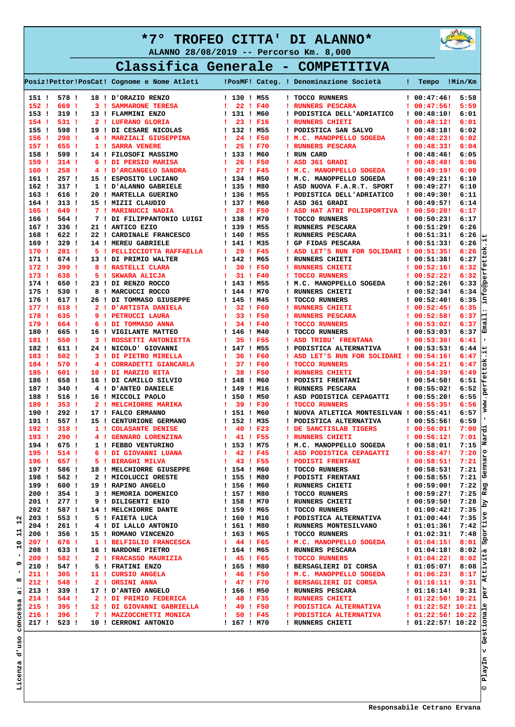# *7° TROFEO CITTA' DI ALANNO*

**ALANNO 28/08/2019 -- Percorso Km. 8,000**

## Classifica Generale - COMPETITIVA

| Posiz | Pettor | PosCat | Cognome e Nome Atleti | PosMF | Categ. | Denominazione Società | Tempo | Min/Km |
|---|---|---|---|---|---|---|---|---|
| 151 | 578 | 18 | D'ORAZIO RENZO | 130 | M55 | TOCCO RUNNERS | 00:47:46 | 5:58 |
| 152 | 669 | 3 | SAMMARONE TERESA | 22 | F40 | RUNNERS PESCARA | 00:47:56 | 5:59 |
| 153 | 319 | 13 | FLAMMINI ENZO | 131 | M60 | PODISTICA DELL'ADRIATICO | 00:48:10 | 6:01 |
| 154 | 531 | 2 | LUFRANO GLORIA | 23 | F16 | RUNNERS CHIETI | 00:48:12 | 6:01 |
| 155 | 598 | 19 | DI CESARE NICOLAS | 132 | M55 | PODISTICA SAN SALVO | 00:48:18 | 6:02 |
| 156 | 298 | 4 | MARZIALI GIUSEPPINA | 24 | F50 | M.C. MANOPPELLO SOGEDA | 00:48:23 | 6:02 |
| 157 | 655 | 1 | SARRA VENERE | 25 | F70 | RUNNERS PESCARA | 00:48:33 | 6:04 |
| 158 | 599 | 14 | FILOSOFI MASSIMO | 133 | M60 | RUN CARD | 00:48:46 | 6:05 |
| 159 | 314 | 6 | DI PERSIO MARISA | 26 | F50 | ASD 361 GRADI | 00:48:48 | 6:06 |
| 160 | 258 | 4 | D'ARCANGELO SANDRA | 27 | F45 | M.C. MANOPPELLO SOGEDA | 00:49:19 | 6:09 |
| 161 | 257 | 15 | ESPOSITO LUCIANO | 134 | M50 | M.C. MANOPPELLO SOGEDA | 00:49:21 | 6:10 |
| 162 | 317 | 1 | D'ALANNO GABRIELE | 135 | M80 | ASD NUOVA F.A.R.T. SPORT | 00:49:27 | 6:10 |
| 163 | 616 | 20 | MARTELLA GUERINO | 136 | M55 | PODISTICA DELL'ADRIATICO | 00:49:30 | 6:11 |
| 164 | 313 | 15 | MIZII CLAUDIO | 137 | M60 | ASD 361 GRADI | 00:49:57 | 6:14 |
| 165 | 649 | 7 | MARINUCCI NADIA | 28 | F50 | ASD HAT ATRI POLISPORTIVA | 00:50:20 | 6:17 |
| 166 | 564 | 7 | DI FILIPPANTONIO LUIGI | 138 | M70 | TOCCO RUNNERS | 00:50:23 | 6:17 |
| 167 | 336 | 21 | ANTICO EZIO | 139 | M55 | RUNNERS PESCARA | 00:51:29 | 6:26 |
| 168 | 622 | 22 | CARDINALE FRANCESCO | 140 | M55 | RUNNERS PESCARA | 00:51:31 | 6:26 |
| 169 | 329 | 14 | MEREU GABRIELE | 141 | M35 | GP FIDAS PESCARA | 00:51:33 | 6:26 |
| 170 | 281 | 5 | PELLICCIOTTA RAFFAELLA | 29 | F45 | ASD LET'S RUN FOR SOLIDARI | 00:51:35 | 6:26 |
| 171 | 674 | 13 | DI PRIMIO WALTER | 142 | M65 | RUNNERS CHIETI | 00:51:38 | 6:27 |
| 172 | 399 | 8 | RASTELLI CLARA | 30 | F50 | RUNNERS CHIETI | 00:52:16 | 6:32 |
| 173 | 638 | 5 | SKWARA ALICJA | 31 | F40 | TOCCO RUNNERS | 00:52:22 | 6:32 |
| 174 | 650 | 23 | DI RENZO ROCCO | 143 | M55 | M.C. MANOPPELLO SOGEDA | 00:52:26 | 6:33 |
| 175 | 530 | 8 | MARCUCCI ROCCO | 144 | M70 | RUNNERS CHIETI | 00:52:34 | 6:34 |
| 176 | 617 | 26 | DI TOMMASO GIUSEPPE | 145 | M45 | TOCCO RUNNERS | 00:52:40 | 6:35 |
| 177 | 618 | 2 | D'ARTISTA DANIELA | 32 | F60 | RUNNERS CHIETI | 00:52:45 | 6:35 |
| 178 | 635 | 9 | PETRUCCI LAURA | 33 | F50 | RUNNERS PESCARA | 00:52:58 | 6:37 |
| 179 | 664 | 6 | DI TOMMASO ANNA | 34 | F40 | TOCCO RUNNERS | 00:53:02 | 6:37 |
| 180 | 665 | 16 | VIGILANTE MATTEO | 146 | M40 | TOCCO RUNNERS | 00:53:03 | 6:37 |
| 181 | 550 | 3 | ROSSETTI ANTONIETTA | 35 | F55 | ASD TRIBU' FRENTANA | 00:53:30 | 6:41 |
| 182 | 611 | 24 | NICOLO' GIOVANNI | 147 | M55 | PODISTICA ALTERNATIVA | 00:53:53 | 6:44 |
| 183 | 502 | 3 | DI PIETRO MIRELLA | 36 | F60 | ASD LET'S RUN FOR SOLIDARI | 00:54:16 | 6:47 |
| 184 | 570 | 4 | CORRADETTI GIANCARLA | 37 | F60 | TOCCO RUNNERS | 00:54:21 | 6:47 |
| 185 | 601 | 10 | DI MARZIO RITA | 38 | F50 | RUNNERS CHIETI | 00:54:39 | 6:49 |
| 186 | 658 | 16 | DI CAMILLO SILVIO | 148 | M60 | PODISTI FRENTANI | 00:54:50 | 6:51 |
| 187 | 340 | 4 | D'ANTEO DANIELE | 149 | M16 | RUNNERS PESCARA | 00:55:02 | 6:52 |
| 188 | 516 | 16 | MICCOLI PAOLO | 150 | M50 | ASD PODISTICA CEPAGATTI | 00:55:20 | 6:55 |
| 189 | 353 | 2 | MELCHIORRE MARIKA | 39 | F30 | TOCCO RUNNERS | 00:55:35 | 6:56 |
| 190 | 292 | 17 | FALCO ERMANNO | 151 | M60 | NUOVA ATLETICA MONTESILVAN | 00:55:41 | 6:57 |
| 191 | 557 | 15 | CENTURIONE GERMANO | 152 | M35 | PODISTICA ALTERNATIVA | 00:55:56 | 6:59 |
| 192 | 318 | 1 | COLASANTE DENISE | 40 | F23 | DE SANCTISLAB TIGERS | 00:56:01 | 7:00 |
| 193 | 290 | 4 | GENNARO LORENZINA | 41 | F55 | RUNNERS CHIETI | 00:56:12 | 7:01 |
| 194 | 675 | 1 | FEBBO VENTURINO | 153 | M75 | M.C. MANOPPELLO SOGEDA | 00:58:01 | 7:15 |
| 195 | 514 | 6 | DI GIOVANNI LUANA | 42 | F45 | ASD PODISTICA CEPAGATTI | 00:58:47 | 7:20 |
| 196 | 657 | 5 | BIRAGHI MILVA | 43 | F55 | PODISTI FRENTANI | 00:58:51 | 7:21 |
| 197 | 586 | 18 | MELCHIORRE GIUSEPPE | 154 | M60 | TOCCO RUNNERS | 00:58:53 | 7:21 |
| 198 | 562 | 2 | MICOLUCCI ORESTE | 155 | M80 | PODISTI FRENTANI | 00:58:55 | 7:21 |
| 199 | 600 | 19 | RAPINO ANGELO | 156 | M60 | RUNNERS CHIETI | 00:59:00 | 7:22 |
| 200 | 354 | 3 | MEMORIA DOMENICO | 157 | M80 | TOCCO RUNNERS | 00:59:27 | 7:25 |
| 201 | 277 | 9 | DILIGENTI ENIO | 158 | M70 | RUNNERS CHIETI | 00:59:50 | 7:28 |
| 202 | 587 | 14 | MELCHIORRE DANTE | 159 | M65 | TOCCO RUNNERS | 01:00:42 | 7:35 |
| 203 | 553 | 5 | FAIETA LUCA | 160 | M16 | PODISTICA ALTERNATIVA | 01:00:44 | 7:35 |
| 204 | 261 | 4 | DI LALLO ANTONIO | 161 | M80 | RUNNERS MONTESILVANO | 01:01:36 | 7:42 |
| 206 | 356 | 15 | ROMANO VINCENZO | 163 | M65 | TOCCO RUNNERS | 01:02:31 | 7:48 |
| 207 | 676 | 1 | BELFIGLIO FRANCESCA | 44 | F65 | M.C. MANOPPELLO SOGEDA | 01:04:15 | 8:01 |
| 208 | 633 | 16 | NARDONE PIETRO | 164 | M65 | RUNNERS PESCARA | 01:04:18 | 8:02 |
| 209 | 582 | 2 | FRACASSO MAURIZIA | 45 | F65 | TOCCO RUNNERS | 01:04:22 | 8:02 |
| 210 | 547 | 5 | FRATINI ENZO | 165 | M80 | BERSAGLIERI DI CORSA | 01:05:07 | 8:08 |
| 211 | 305 | 11 | CURSIO ANGELA | 46 | F50 | M.C. MANOPPELLO SOGEDA | 01:06:23 | 8:17 |
| 212 | 548 | 2 | ORSINI ANNA | 47 | F70 | BERSAGLIERI DI CORSA | 01:16:11 | 9:31 |
| 213 | 339 | 17 | D'ANTEO ANGELO | 166 | M50 | RUNNERS PESCARA | 01:16:14 | 9:31 |
| 214 | 544 | 2 | DI PRIMIO FEDERICA | 48 | F35 | RUNNERS CHIETI | 01:22:50 | 10:21 |
| 215 | 395 | 12 | DI GIOVANNI GABRIELLA | 49 | F50 | PODISTICA ALTERNATIVA | 01:22:52 | 10:21 |
| 216 | 396 | 7 | MAZZOCCHETTI MONICA | 50 | F45 | PODISTICA ALTERNATIVA | 01:22:56 | 10:22 |
| 217 | 523 | 10 | CERRONI ANTONIO | 167 | M70 | RUNNERS CHIETI | 01:22:57 | 10:22 |

Responsabile Cetrano Ervana

Licenza d'uso concessa a: 8 - 9 - 10 11 12

© PlayIn v Gestionale per Attività Sportive by Rag Gennaro Nardi - www.perfettok.it - Email: info@perfettok.it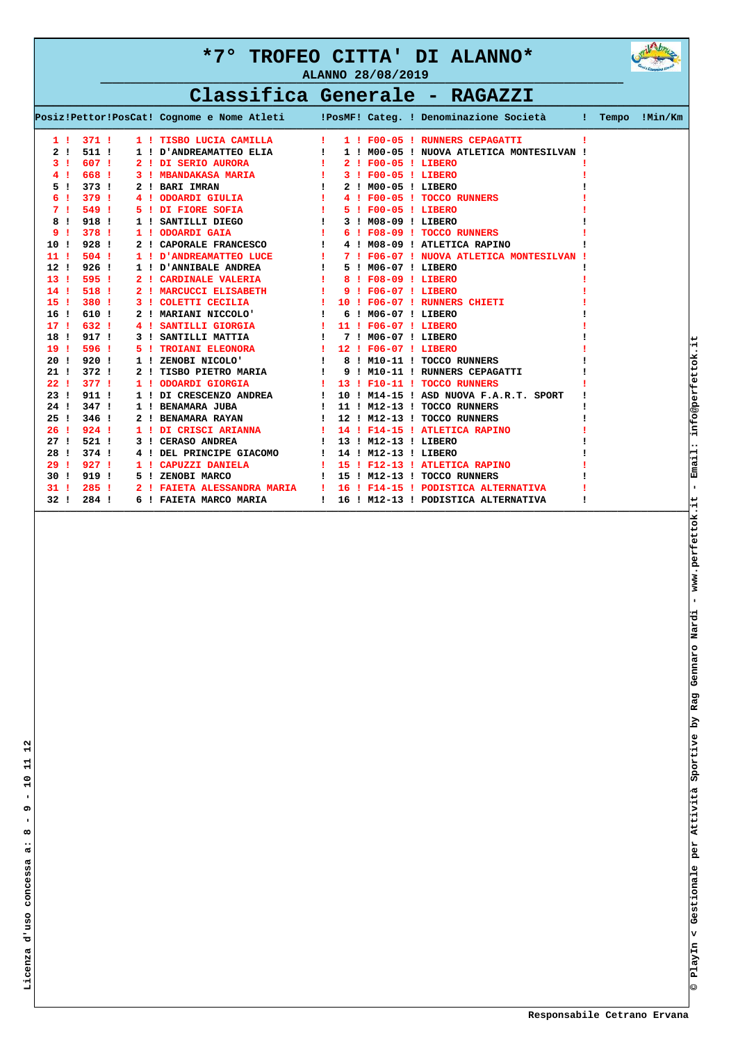# *7° TROFEO CITTA' DI ALANNO*

ALANNO 28/08/2019

## Classifica Generale - RAGAZZI

| Posiz | Pettor | PosCat | Cognome e Nome Atleti | PosMF | Categ. | Denominazione Società | Tempo | Min/Km |
|---|---|---|---|---|---|---|---|---|
| 1 | 371 | 1 | TISBO LUCIA CAMILLA | 1 | F00-05 | RUNNERS CEPAGATTI | | |
| 2 | 511 | 1 | D'ANDREAMATTEO ELIA | 1 | M00-05 | NUOVA ATLETICA MONTESILVAN | | |
| 3 | 607 | 2 | DI SERIO AURORA | 2 | F00-05 | LIBERO | | |
| 4 | 668 | 3 | MBANDAKASA MARIA | 3 | F00-05 | LIBERO | | |
| 5 | 373 | 2 | BARI IMRAN | 2 | M00-05 | LIBERO | | |
| 6 | 379 | 4 | ODOARDI GIULIA | 4 | F00-05 | TOCCO RUNNERS | | |
| 7 | 549 | 5 | DI FIORE SOFIA | 5 | F00-05 | LIBERO | | |
| 8 | 918 | 1 | SANTILLI DIEGO | 3 | M08-09 | LIBERO | | |
| 9 | 378 | 1 | ODOARDI GAIA | 6 | F08-09 | TOCCO RUNNERS | | |
| 10 | 928 | 2 | CAPORALE FRANCESCO | 4 | M08-09 | ATLETICA RAPINO | | |
| 11 | 504 | 1 | D'ANDREAMATTEO LUCE | 7 | F06-07 | NUOVA ATLETICA MONTESILVAN | | |
| 12 | 926 | 1 | D'ANNIBALE ANDREA | 5 | M06-07 | LIBERO | | |
| 13 | 595 | 2 | CARDINALE VALERIA | 8 | F08-09 | LIBERO | | |
| 14 | 518 | 2 | MARCUCCI ELISABETH | 9 | F06-07 | LIBERO | | |
| 15 | 380 | 3 | COLETTI CECILIA | 10 | F06-07 | RUNNERS CHIETI | | |
| 16 | 610 | 2 | MARIANI NICCOLO' | 6 | M06-07 | LIBERO | | |
| 17 | 632 | 4 | SANTILLI GIORGIA | 11 | F06-07 | LIBERO | | |
| 18 | 917 | 3 | SANTILLI MATTIA | 7 | M06-07 | LIBERO | | |
| 19 | 596 | 5 | TROIANI ELEONORA | 12 | F06-07 | LIBERO | | |
| 20 | 920 | 1 | ZENOBI NICOLO' | 8 | M10-11 | TOCCO RUNNERS | | |
| 21 | 372 | 2 | TISBO PIETRO MARIA | 9 | M10-11 | RUNNERS CEPAGATTI | | |
| 22 | 377 | 1 | ODOARDI GIORGIA | 13 | F10-11 | TOCCO RUNNERS | | |
| 23 | 911 | 1 | DI CRESCENZO ANDREA | 10 | M14-15 | ASD NUOVA F.A.R.T. SPORT | | |
| 24 | 347 | 1 | BENAMARA JUBA | 11 | M12-13 | TOCCO RUNNERS | | |
| 25 | 346 | 2 | BENAMARA RAYAN | 12 | M12-13 | TOCCO RUNNERS | | |
| 26 | 924 | 1 | DI CRISCI ARIANNA | 14 | F14-15 | ATLETICA RAPINO | | |
| 27 | 521 | 3 | CERASO ANDREA | 13 | M12-13 | LIBERO | | |
| 28 | 374 | 4 | DEL PRINCIPE GIACOMO | 14 | M12-13 | LIBERO | | |
| 29 | 927 | 1 | CAPUZZI DANIELA | 15 | F12-13 | ATLETICA RAPINO | | |
| 30 | 919 | 5 | ZENOBI MARCO | 15 | M12-13 | TOCCO RUNNERS | | |
| 31 | 285 | 2 | FAIETA ALESSANDRA MARIA | 16 | F14-15 | PODISTICA ALTERNATIVA | | |
| 32 | 284 | 6 | FAIETA MARCO MARIA | 16 | M12-13 | PODISTICA ALTERNATIVA | | |

Licenza d'uso concessa a: 8 - 9 - 10 11 12

© PlayIn < Gestionale per Attività Sportive by Rag Gennaro Nardi - www.perfettok.it - Email: info@perfettok.it

Responsabile Cetrano Ervana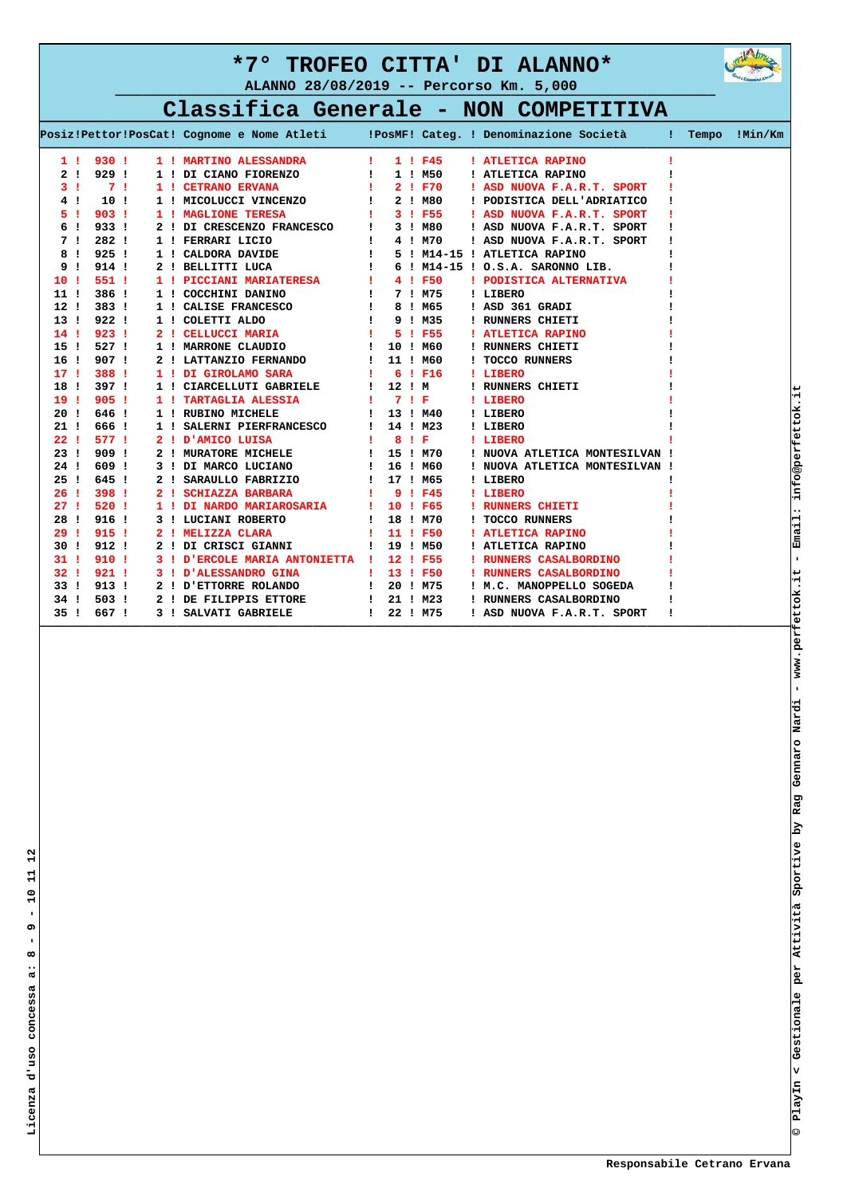# *7° TROFEO CITTA' DI ALANNO*

ALANNO 28/08/2019 -- Percorso Km. 5,000

## Classifica Generale - NON COMPETITIVA

| Posiz | Pettor | PosCat | Cognome e Nome Atleti | PosMF | Categ. | Denominazione Società | Tempo | Min/Km |
|---|---|---|---|---|---|---|---|---|
| 1 | 930 | 1 | MARTINO ALESSANDRA | 1 | F45 | ATLETICA RAPINO | | |
| 2 | 929 | 1 | DI CIANO FIORENZO | 1 | M50 | ATLETICA RAPINO | | |
| 3 | 7 | 1 | CETRANO ERVANA | 2 | F70 | ASD NUOVA F.A.R.T. SPORT | | |
| 4 | 10 | 1 | MICOLUCCI VINCENZO | 2 | M80 | PODISTICA DELL'ADRIATICO | | |
| 5 | 903 | 1 | MAGLIONE TERESA | 3 | F55 | ASD NUOVA F.A.R.T. SPORT | | |
| 6 | 933 | 2 | DI CRESCENZO FRANCESCO | 3 | M80 | ASD NUOVA F.A.R.T. SPORT | | |
| 7 | 282 | 1 | FERRARI LICIO | 4 | M70 | ASD NUOVA F.A.R.T. SPORT | | |
| 8 | 925 | 1 | CALDORA DAVIDE | 5 | M14-15 | ATLETICA RAPINO | | |
| 9 | 914 | 2 | BELLITTI LUCA | 6 | M14-15 | O.S.A. SARONNO LIB. | | |
| 10 | 551 | 1 | PICCIANI MARIATERESA | 4 | F50 | PODISTICA ALTERNATIVA | | |
| 11 | 386 | 1 | COCCHINI DANINO | 7 | M75 | LIBERO | | |
| 12 | 383 | 1 | CALISE FRANCESCO | 8 | M65 | ASD 361 GRADI | | |
| 13 | 922 | 1 | COLETTI ALDO | 9 | M35 | RUNNERS CHIETI | | |
| 14 | 923 | 2 | CELLUCCI MARIA | 5 | F55 | ATLETICA RAPINO | | |
| 15 | 527 | 1 | MARRONE CLAUDIO | 10 | M60 | RUNNERS CHIETI | | |
| 16 | 907 | 2 | LATTANZIO FERNANDO | 11 | M60 | TOCCO RUNNERS | | |
| 17 | 388 | 1 | DI GIROLAMO SARA | 6 | F16 | LIBERO | | |
| 18 | 397 | 1 | CIARCELLUTI GABRIELE | 12 | M | RUNNERS CHIETI | | |
| 19 | 905 | 1 | TARTAGLIA ALESSIA | 7 | F | LIBERO | | |
| 20 | 646 | 1 | RUBINO MICHELE | 13 | M40 | LIBERO | | |
| 21 | 666 | 1 | SALERNI PIERFRANCESCO | 14 | M23 | LIBERO | | |
| 22 | 577 | 2 | D'AMICO LUISA | 8 | F | LIBERO | | |
| 23 | 909 | 2 | MURATORE MICHELE | 15 | M70 | NUOVA ATLETICA MONTESILVAN | | |
| 24 | 609 | 3 | DI MARCO LUCIANO | 16 | M60 | NUOVA ATLETICA MONTESILVAN | | |
| 25 | 645 | 2 | SARAULLO FABRIZIO | 17 | M65 | LIBERO | | |
| 26 | 398 | 2 | SCHIAZZA BARBARA | 9 | F45 | LIBERO | | |
| 27 | 520 | 1 | DI NARDO MARIAROSARIA | 10 | F65 | RUNNERS CHIETI | | |
| 28 | 916 | 3 | LUCIANI ROBERTO | 18 | M70 | TOCCO RUNNERS | | |
| 29 | 915 | 2 | MELIZZA CLARA | 11 | F50 | ATLETICA RAPINO | | |
| 30 | 912 | 2 | DI CRISCI GIANNI | 19 | M50 | ATLETICA RAPINO | | |
| 31 | 910 | 3 | D'ERCOLE MARIA ANTONIETTA | 12 | F55 | RUNNERS CASALBORDINO | | |
| 32 | 921 | 3 | D'ALESSANDRO GINA | 13 | F50 | RUNNERS CASALBORDINO | | |
| 33 | 913 | 2 | D'ETTORRE ROLANDO | 20 | M75 | M.C. MANOPPELLO SOGEDA | | |
| 34 | 503 | 2 | DE FILIPPIS ETTORE | 21 | M23 | RUNNERS CASALBORDINO | | |
| 35 | 667 | 3 | SALVATI GABRIELE | 22 | M75 | ASD NUOVA F.A.R.T. SPORT | | |

Licenza d'uso concessa a: 8 - 9 - 10 11 12

© PlayIn < Gestionale per Attività Sportive by Rag Gennaro Nardi - www.perfettok.it - Email: info@perfettok.it

Responsabile Cetrano Ervana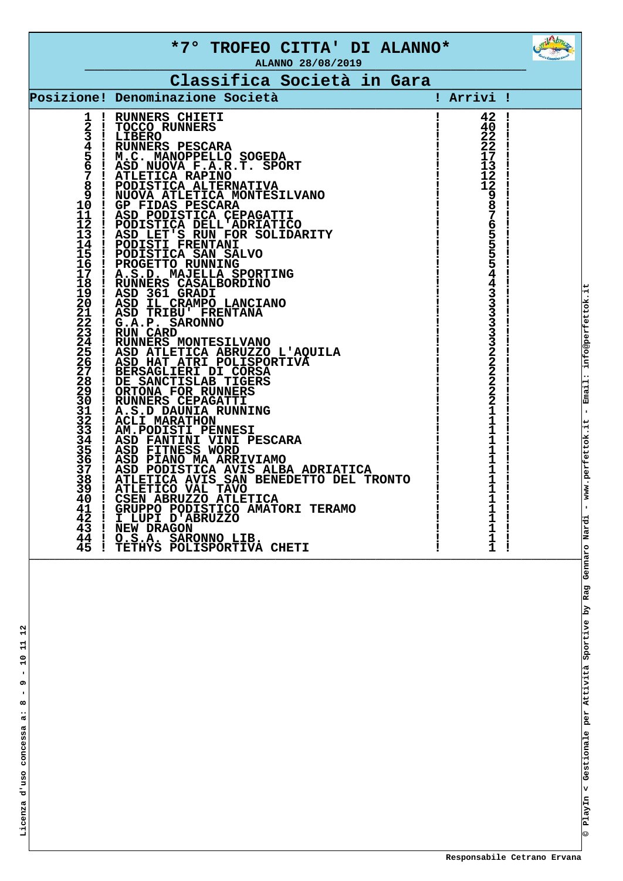# *7° TROFEO CITTA' DI ALANNO*

ALANNO 28/08/2019

## Classifica Società in Gara

| Posizione | Denominazione Società | Arrivi |
|---|---|---|
| 1 | RUNNERS CHIETI | 42 |
| 2 | TOCCO RUNNERS | 40 |
| 3 | LIBERO | 22 |
| 4 | RUNNERS PESCARA | 22 |
| 5 | M.C. MANOPPELLO SOGEDA | 17 |
| 6 | ASD NUOVA F.A.R.T. SPORT | 13 |
| 7 | ATLETICA RAPINO | 12 |
| 8 | PODISTICA ALTERNATIVA | 12 |
| 9 | NUOVA ATLETICA MONTESILVANO | 9 |
| 10 | GP FIDAS PESCARA | 8 |
| 11 | ASD PODISTICA CEPAGATTI | 7 |
| 12 | PODISTICA DELL'ADRIATICO | 6 |
| 13 | ASD LET'S RUN FOR SOLIDARITY | 5 |
| 14 | PODISTI FRENTANI | 5 |
| 15 | PODISTICA SAN SALVO | 5 |
| 16 | PROGETTO RUNNING | 5 |
| 17 | A.S.D. MAJELLA SPORTING | 4 |
| 18 | RUNNERS CASALBORDINO | 4 |
| 19 | ASD 361 GRADI | 3 |
| 20 | ASD IL CRAMPO LANCIANO | 3 |
| 21 | ASD TRIBU' FRENTANA | 3 |
| 22 | G.A.P. SARONNO | 3 |
| 23 | RUN CARD | 3 |
| 24 | RUNNERS MONTESILVANO | 3 |
| 25 | ASD ATLETICA ABRUZZO L'AQUILA | 2 |
| 26 | ASD HAT ATRI POLISPORTIVA | 2 |
| 27 | BERSAGLIERI DI CORSA | 2 |
| 28 | DE SANCTISLAB TIGERS | 2 |
| 29 | ORTONA FOR RUNNERS | 2 |
| 30 | RUNNERS CEPAGATTI | 2 |
| 31 | A.S.D DAUNIA RUNNING | 1 |
| 32 | ACLI MARATHON | 1 |
| 33 | AM.PODISTI PENNESI | 1 |
| 34 | ASD FANTINI VINI PESCARA | 1 |
| 35 | ASD FITNESS WORD | 1 |
| 36 | ASD PIANO MA ARRIVIAMO | 1 |
| 37 | ASD PODISTICA AVIS ALBA ADRIATICA | 1 |
| 38 | ATLETICA AVIS SAN BENEDETTO DEL TRONTO | 1 |
| 39 | ATLETICO VAL TAVO | 1 |
| 40 | CSEN ABRUZZO ATLETICA | 1 |
| 41 | GRUPPO PODISTICO AMATORI TERAMO | 1 |
| 42 | I LUPI D'ABRUZZO | 1 |
| 43 | NEW DRAGON | 1 |
| 44 | O.S.A. SARONNO LIB. | 1 |
| 45 | TETHYS POLISPORTIVA CHETI | 1 |

Licenza d'uso concessa a: 8 - 9 - 10 11 12

© PlayIn < Gestionale per Attività Sportive by Rag Gennaro Nardi - www.perfettok.it - Email: info@perfettok.it

Responsabile Cetrano Ervana